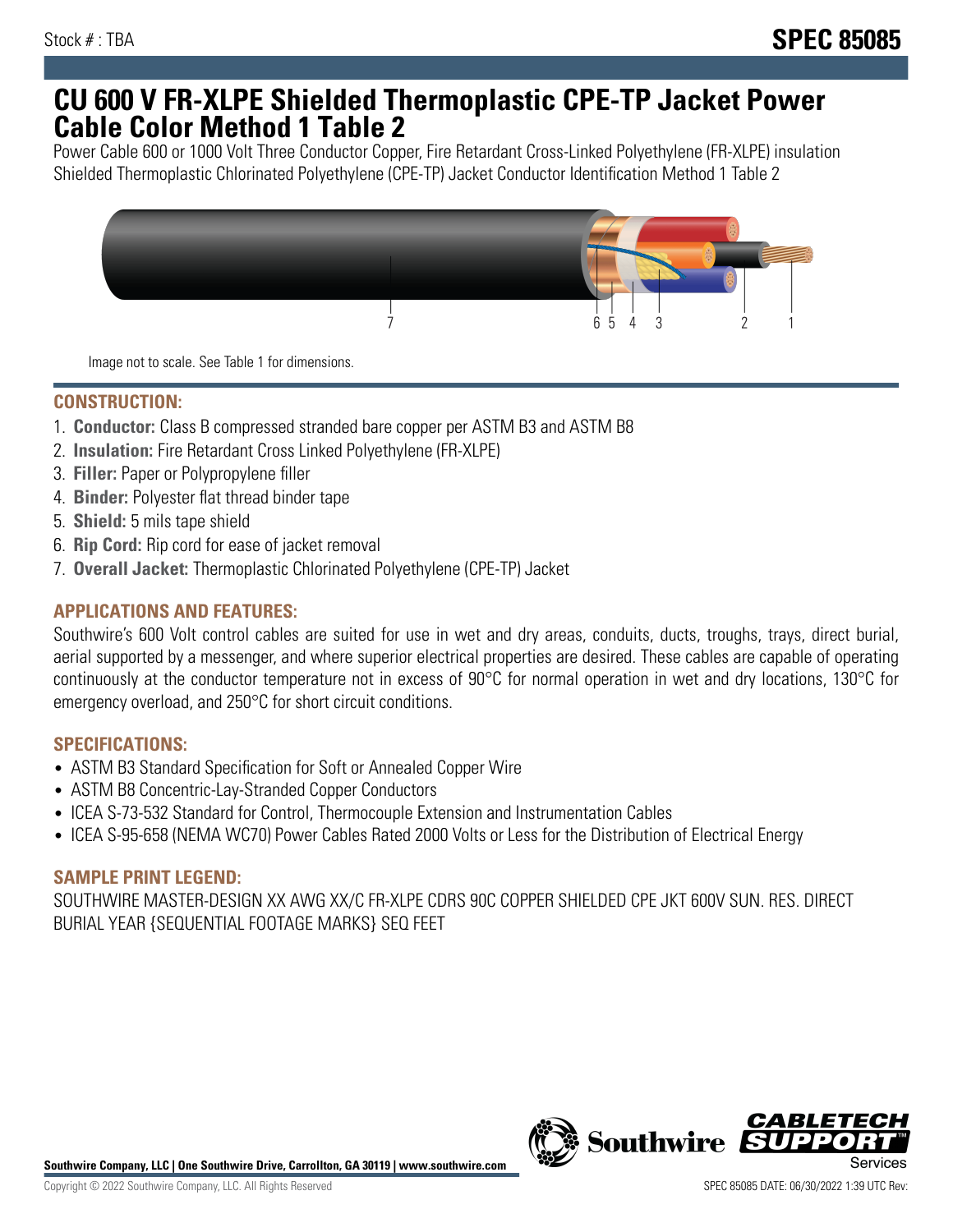Stock # : TBA

# SPEC 85085

# CU 600 V FR-XLPE Shielded Thermoplastic CPE-TP Jacket Power Cable Color Method 1 Table 2

Power Cable 600 or 1000 Volt Three Conductor Copper, Fire Retardant Cross-Linked Polyethylene (FR-XLPE) insulation Shielded Thermoplastic Chlorinated Polyethylene (CPE-TP) Jacket Conductor Identification Method 1 Table 2

Image not to scale. See Table 1 for dimensions.

## CONSTRUCTION:

1. **Conductor:** Class B compressed stranded bare copper per ASTM B3 and ASTM B8
2. **Insulation:** Fire Retardant Cross Linked Polyethylene (FR-XLPE)
3. **Filler:** Paper or Polypropylene filler
4. **Binder:** Polyester flat thread binder tape
5. **Shield:** 5 mils tape shield
6. **Rip Cord:** Rip cord for ease of jacket removal
7. **Overall Jacket:** Thermoplastic Chlorinated Polyethylene (CPE-TP) Jacket

## APPLICATIONS AND FEATURES:

Southwire's 600 Volt control cables are suited for use in wet and dry areas, conduits, ducts, troughs, trays, direct burial, aerial supported by a messenger, and where superior electrical properties are desired. These cables are capable of operating continuously at the conductor temperature not in excess of 90°C for normal operation in wet and dry locations, 130°C for emergency overload, and 250°C for short circuit conditions.

## SPECIFICATIONS:

- ASTM B3 Standard Specification for Soft or Annealed Copper Wire
- ASTM B8 Concentric-Lay-Stranded Copper Conductors
- ICEA S-73-532 Standard for Control, Thermocouple Extension and Instrumentation Cables
- ICEA S-95-658 (NEMA WC70) Power Cables Rated 2000 Volts or Less for the Distribution of Electrical Energy

## SAMPLE PRINT LEGEND:

SOUTHWIRE MASTER-DESIGN XX AWG XX/C FR-XLPE CDRS 90C COPPER SHIELDED CPE JKT 600V SUN. RES. DIRECT BURIAL YEAR {SEQUENTIAL FOOTAGE MARKS} SEQ FEET

**Southwire Company, LLC | One Southwire Drive, Carrollton, GA 30119 | www.southwire.com**

Copyright © 2022 Southwire Company, LLC. All Rights Reserved

SPEC 85085 DATE: 06/30/2022 1:39 UTC Rev: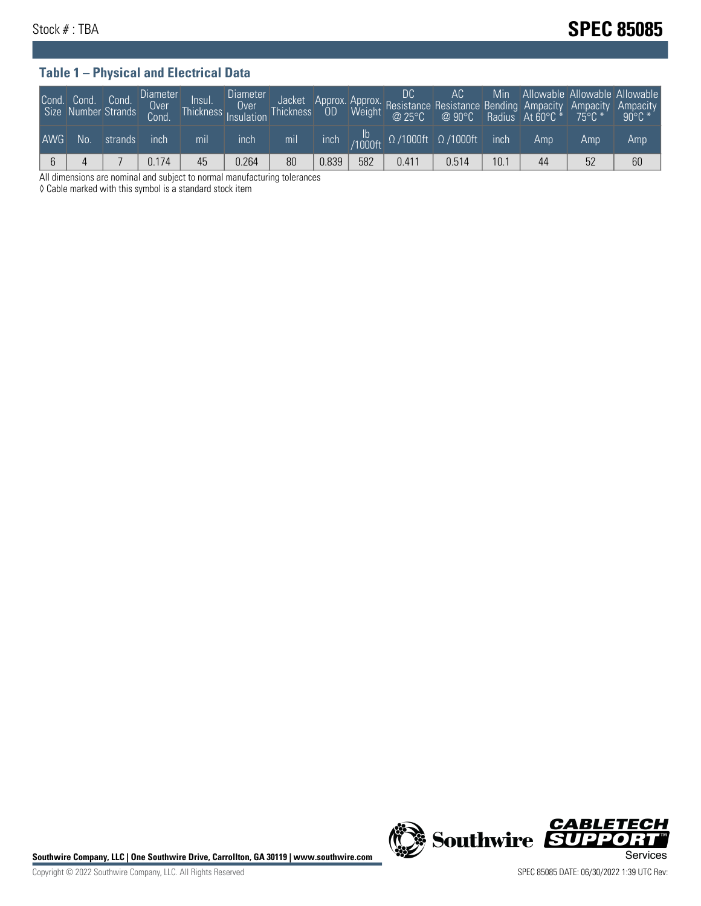### Table 1 – Physical and Electrical Data

| Cond. Size | Cond. Number | Cond. Strands | Diameter Over Cond. | Insul. Thickness | Diameter Over Insulation | Jacket Thickness | Approx. OD | Approx. Weight | DC Resistance @ 25°C | AC Resistance @ 90°C | Min Bending Radius | Allowable Ampacity At 60°C * | Allowable Ampacity 75°C * | Allowable Ampacity 90°C * |
|---|---|---|---|---|---|---|---|---|---|---|---|---|---|---|
| AWG | No. | strands | inch | mil | inch | mil | inch | lb /1000ft | Ω /1000ft | Ω /1000ft | inch | Amp | Amp | Amp |
| 6 | 4 | 7 | 0.174 | 45 | 0.264 | 80 | 0.839 | 582 | 0.411 | 0.514 | 10.1 | 44 | 52 | 60 |

All dimensions are nominal and subject to normal manufacturing tolerances

◊ Cable marked with this symbol is a standard stock item